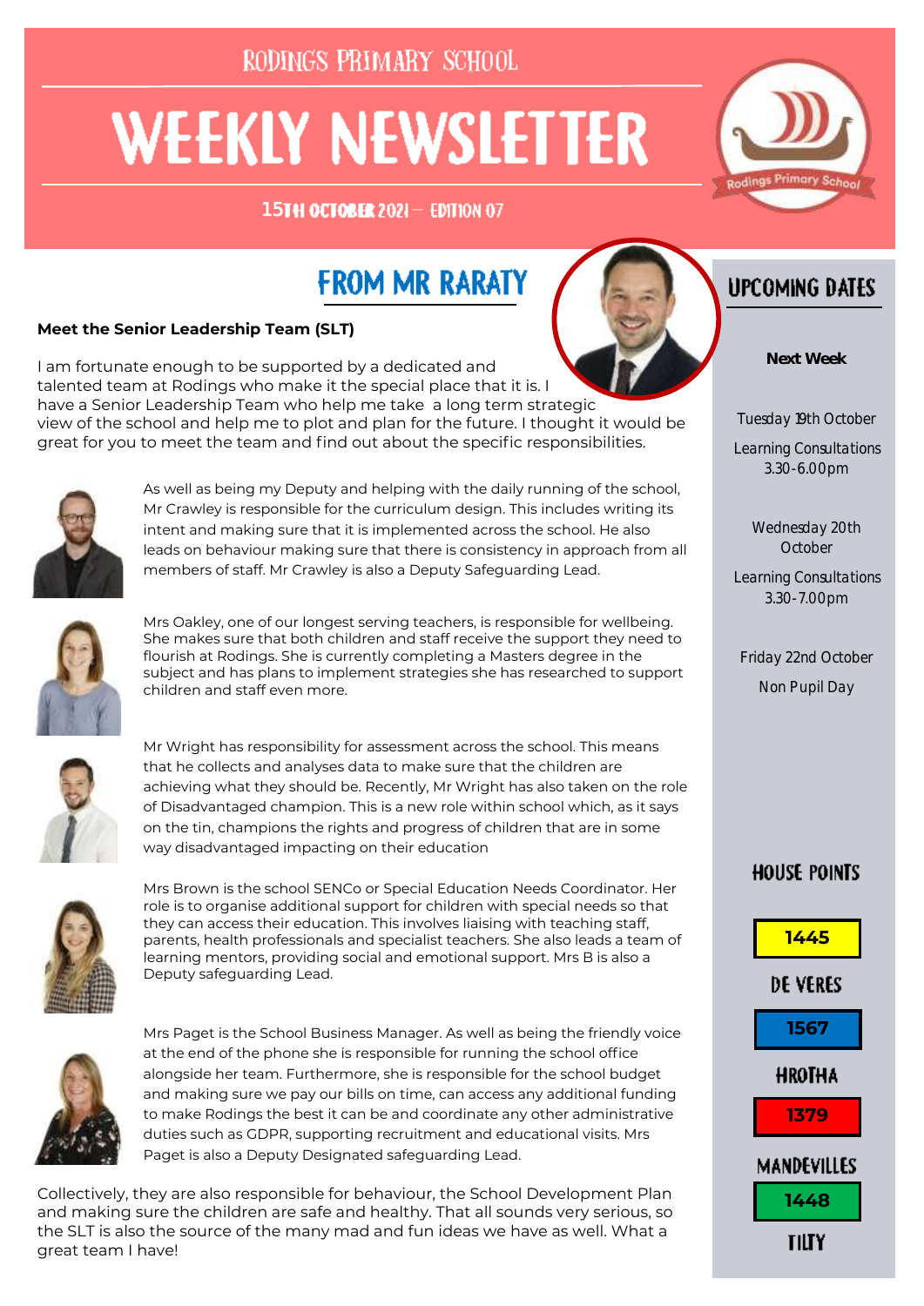RODINGS PRIMARY SCHOOL

# WEEKLY NEWSLETTER

15TH OCTOBER 2021 — EDITION 07

## FROM MR RARATY

**Meet the Senior Leadership Team (SLT)**

I am fortunate enough to be supported by a dedicated and talented team at Rodings who make it the special place that it is. I have a Senior Leadership Team who help me take a long term strategic view of the school and help me to plot and plan for the future. I thought it would be great for you to meet the team and find out about the specific responsibilities.

As well as being my Deputy and helping with the daily running of the school, Mr Crawley is responsible for the curriculum design. This includes writing its intent and making sure that it is implemented across the school. He also leads on behaviour making sure that there is consistency in approach from all members of staff. Mr Crawley is also a Deputy Safeguarding Lead.

Mrs Oakley, one of our longest serving teachers, is responsible for wellbeing. She makes sure that both children and staff receive the support they need to flourish at Rodings. She is currently completing a Masters degree in the subject and has plans to implement strategies she has researched to support children and staff even more.

Mr Wright has responsibility for assessment across the school. This means that he collects and analyses data to make sure that the children are achieving what they should be. Recently, Mr Wright has also taken on the role of Disadvantaged champion. This is a new role within school which, as it says on the tin, champions the rights and progress of children that are in some way disadvantaged impacting on their education

Mrs Brown is the school SENCo or Special Education Needs Coordinator. Her role is to organise additional support for children with special needs so that they can access their education. This involves liaising with teaching staff, parents, health professionals and specialist teachers. She also leads a team of learning mentors, providing social and emotional support. Mrs B is also a Deputy safeguarding Lead.

Mrs Paget is the School Business Manager. As well as being the friendly voice at the end of the phone she is responsible for running the school office alongside her team. Furthermore, she is responsible for the school budget and making sure we pay our bills on time, can access any additional funding to make Rodings the best it can be and coordinate any other administrative duties such as GDPR, supporting recruitment and educational visits. Mrs Paget is also a Deputy Designated safeguarding Lead.

Collectively, they are also responsible for behaviour, the School Development Plan and making sure the children are safe and healthy. That all sounds very serious, so the SLT is also the source of the many mad and fun ideas we have as well. What a great team I have!

## UPCOMING DATES

**Next Week**

Tuesday 19th October
Learning Consultations 3.30-6.00pm

Wednesday 20th October
Learning Consultations 3.30-7.00pm

Friday 22nd October
Non Pupil Day

## HOUSE POINTS

1445 — DE VERES

1567 — HROTHA

1379 — MANDEVILLES

1448 — TILTY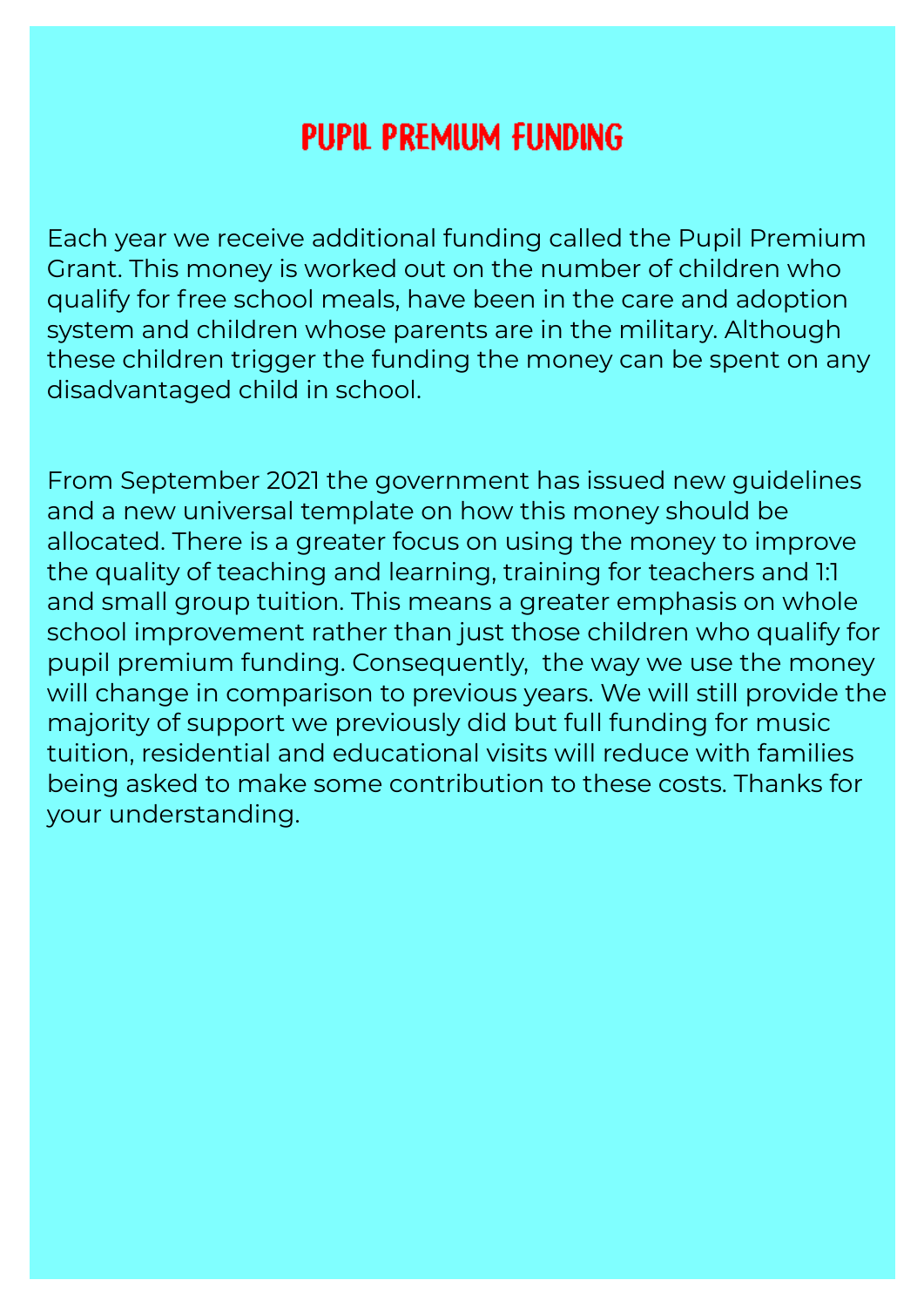# PUPIL PREMIUM FUNDING

Each year we receive additional funding called the Pupil Premium Grant. This money is worked out on the number of children who qualify for free school meals, have been in the care and adoption system and children whose parents are in the military. Although these children trigger the funding the money can be spent on any disadvantaged child in school.

From September 2021 the government has issued new guidelines and a new universal template on how this money should be allocated. There is a greater focus on using the money to improve the quality of teaching and learning, training for teachers and 1:1 and small group tuition. This means a greater emphasis on whole school improvement rather than just those children who qualify for pupil premium funding. Consequently, the way we use the money will change in comparison to previous years. We will still provide the majority of support we previously did but full funding for music tuition, residential and educational visits will reduce with families being asked to make some contribution to these costs. Thanks for your understanding.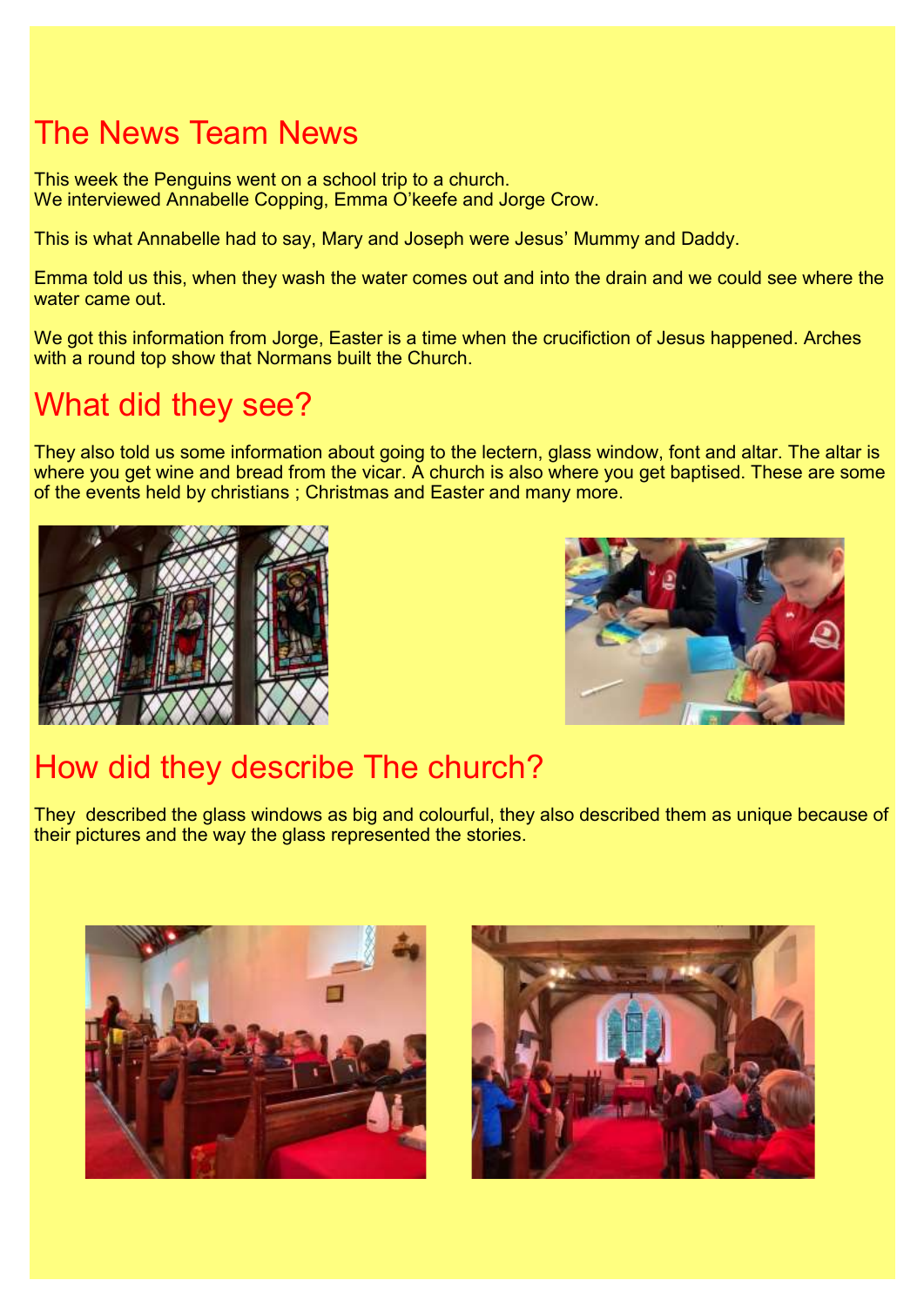## The News Team News

This week the Penguins went on a school trip to a church.
We interviewed Annabelle Copping, Emma O'keefe and Jorge Crow.

This is what Annabelle had to say, Mary and Joseph were Jesus' Mummy and Daddy.

Emma told us this, when they wash the water comes out and into the drain and we could see where the water came out.

We got this information from Jorge, Easter is a time when the crucifiction of Jesus happened. Arches with a round top show that Normans built the Church.

## What did they see?

They also told us some information about going to the lectern, glass window, font and altar. The altar is where you get wine and bread from the vicar. A church is also where you get baptised. These are some of the events held by christians ; Christmas and Easter and many more.

## How did they describe The church?

They described the glass windows as big and colourful, they also described them as unique because of their pictures and the way the glass represented the stories.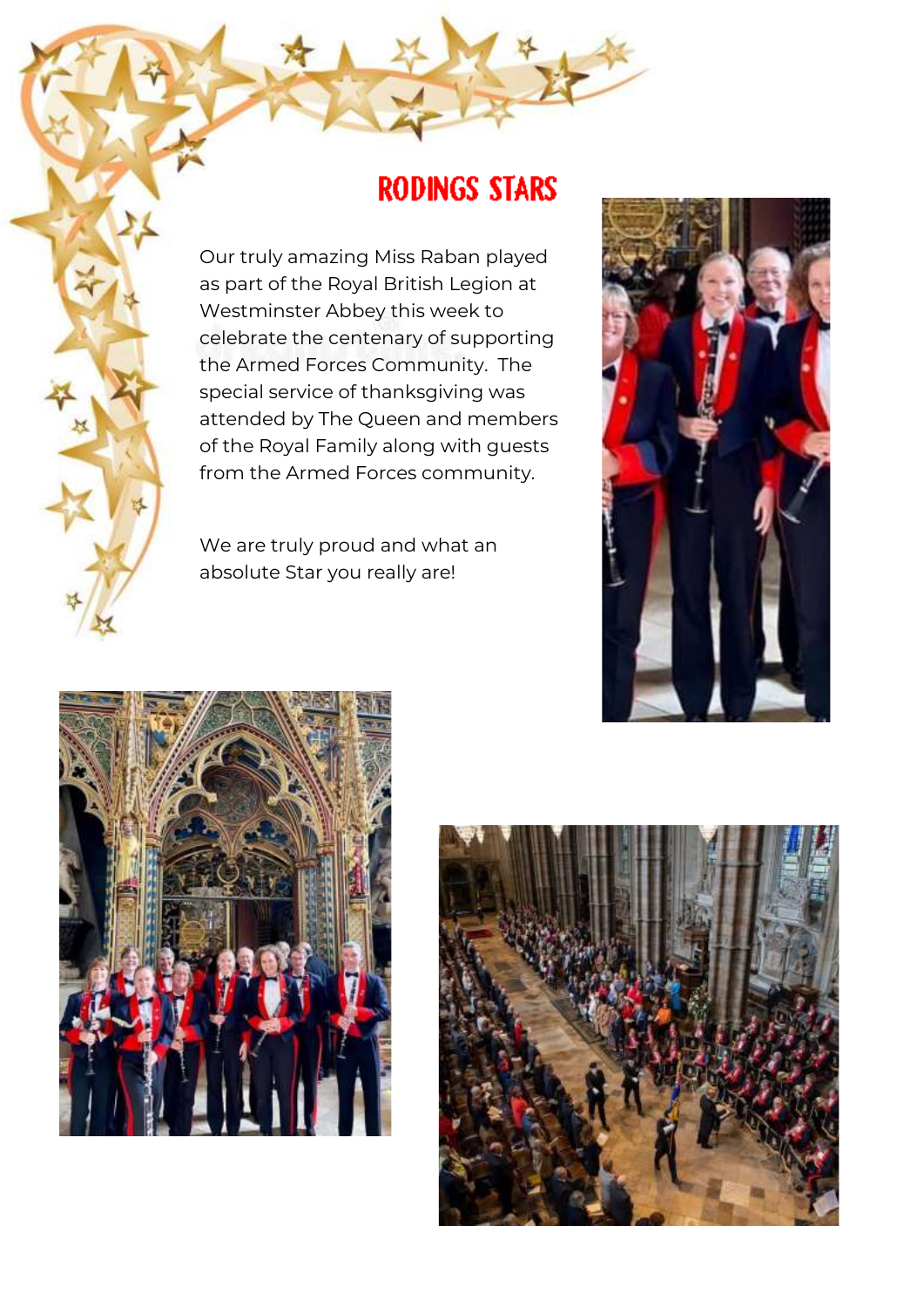## RODINGS STARS

Our truly amazing Miss Raban played as part of the Royal British Legion at Westminster Abbey this week to celebrate the centenary of supporting the Armed Forces Community. The special service of thanksgiving was attended by The Queen and members of the Royal Family along with guests from the Armed Forces community.

We are truly proud and what an absolute Star you really are!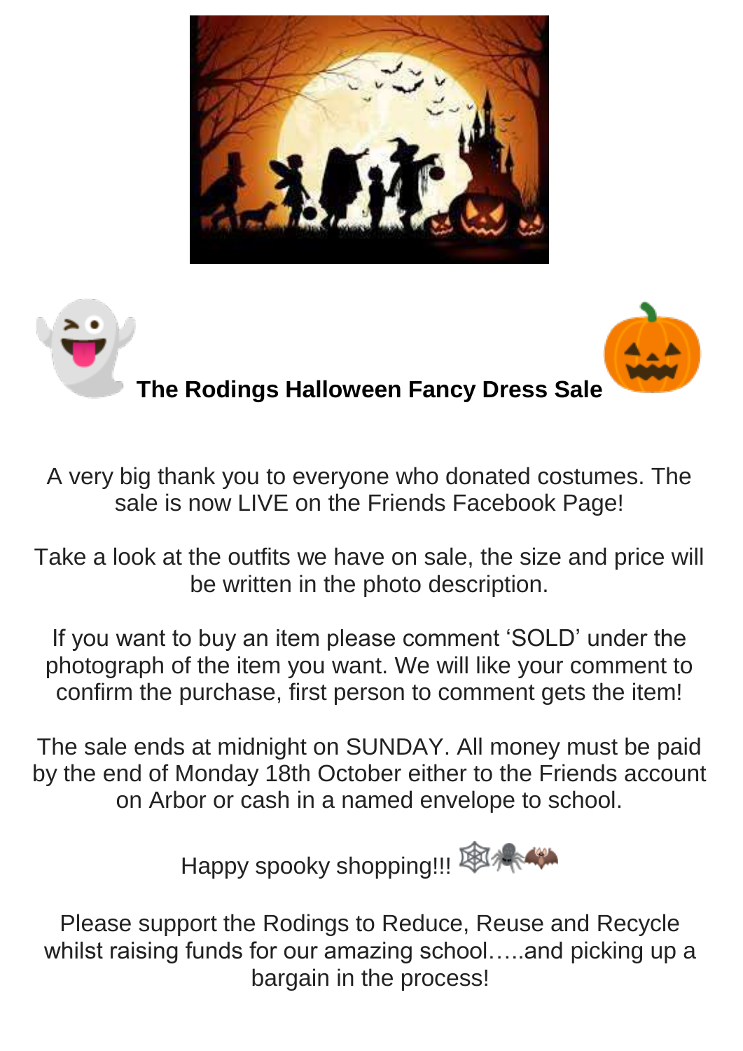## The Rodings Halloween Fancy Dress Sale

A very big thank you to everyone who donated costumes. The sale is now LIVE on the Friends Facebook Page!

Take a look at the outfits we have on sale, the size and price will be written in the photo description.

If you want to buy an item please comment 'SOLD' under the photograph of the item you want. We will like your comment to confirm the purchase, first person to comment gets the item!

The sale ends at midnight on SUNDAY. All money must be paid by the end of Monday 18th October either to the Friends account on Arbor or cash in a named envelope to school.

Happy spooky shopping!!! 🕸🕷🦇

Please support the Rodings to Reduce, Reuse and Recycle whilst raising funds for our amazing school…..and picking up a bargain in the process!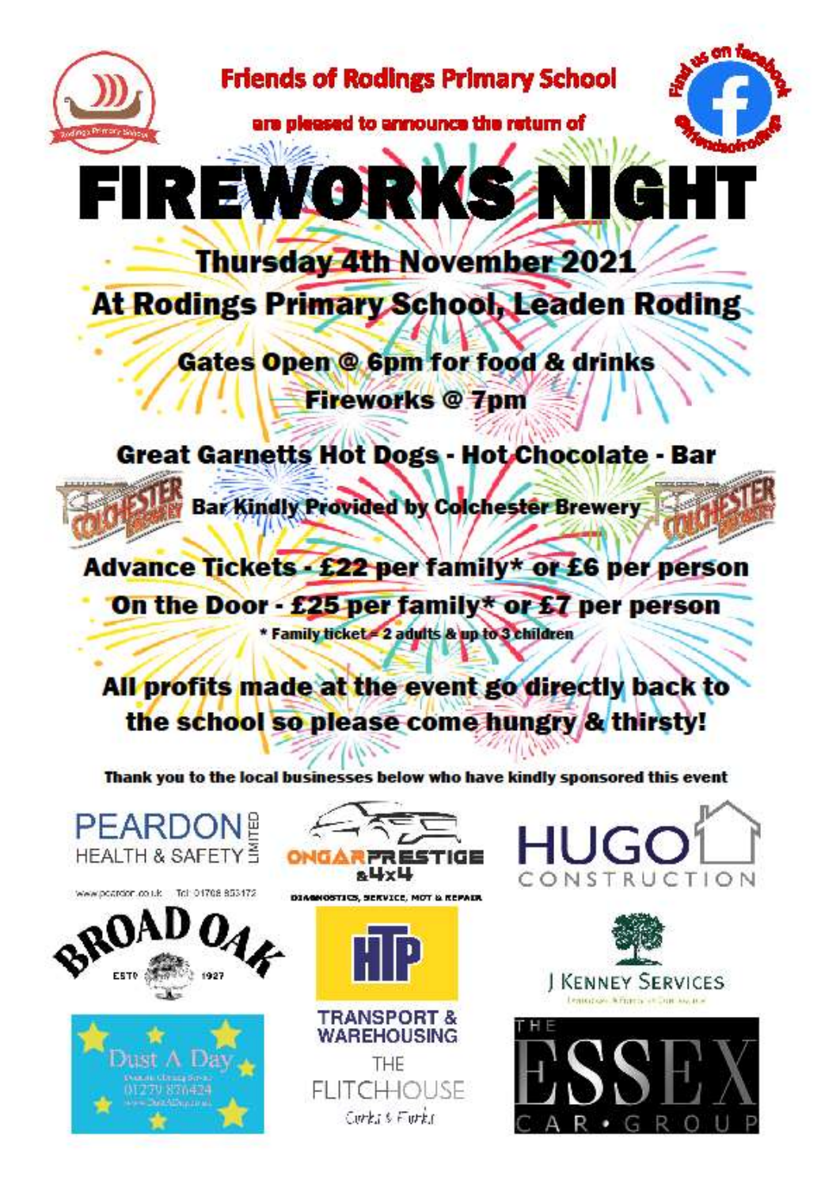**Friends of Rodings Primary School**

are pleased to announce the return of

# FIREWORKS NIGHT

## Thursday 4th November 2021

## At Rodings Primary School, Leaden Roding

### Gates Open @ 6pm for food & drinks

### Fireworks @ 7pm

**Great Garnetts Hot Dogs - Hot Chocolate - Bar**

**Bar Kindly Provided by Colchester Brewery**

**Advance Tickets - £22 per family* or £6 per person**

**On the Door - £25 per family* or £7 per person**

* Family ticket = 2 adults & up to 3 children

**All profits made at the event go directly back to the school so please come hungry & thirsty!**

**Thank you to the local businesses below who have kindly sponsored this event**

PEARDON HEALTH & SAFETY LIMITED
www.peardon.co.uk Tel: 01708 853172

ONGAR PRESTIGE & 4x4
DIAGNOSTICS, SERVICE, MOT & REPAIR

HUGO CONSTRUCTION

BROAD OAK EST'D 1927

HTP TRANSPORT & WAREHOUSING

J KENNEY SERVICES

Dust A Day
01279 876424

THE FLITCHHOUSE
Corks & Forks

THE ESSEX CAR • GROUP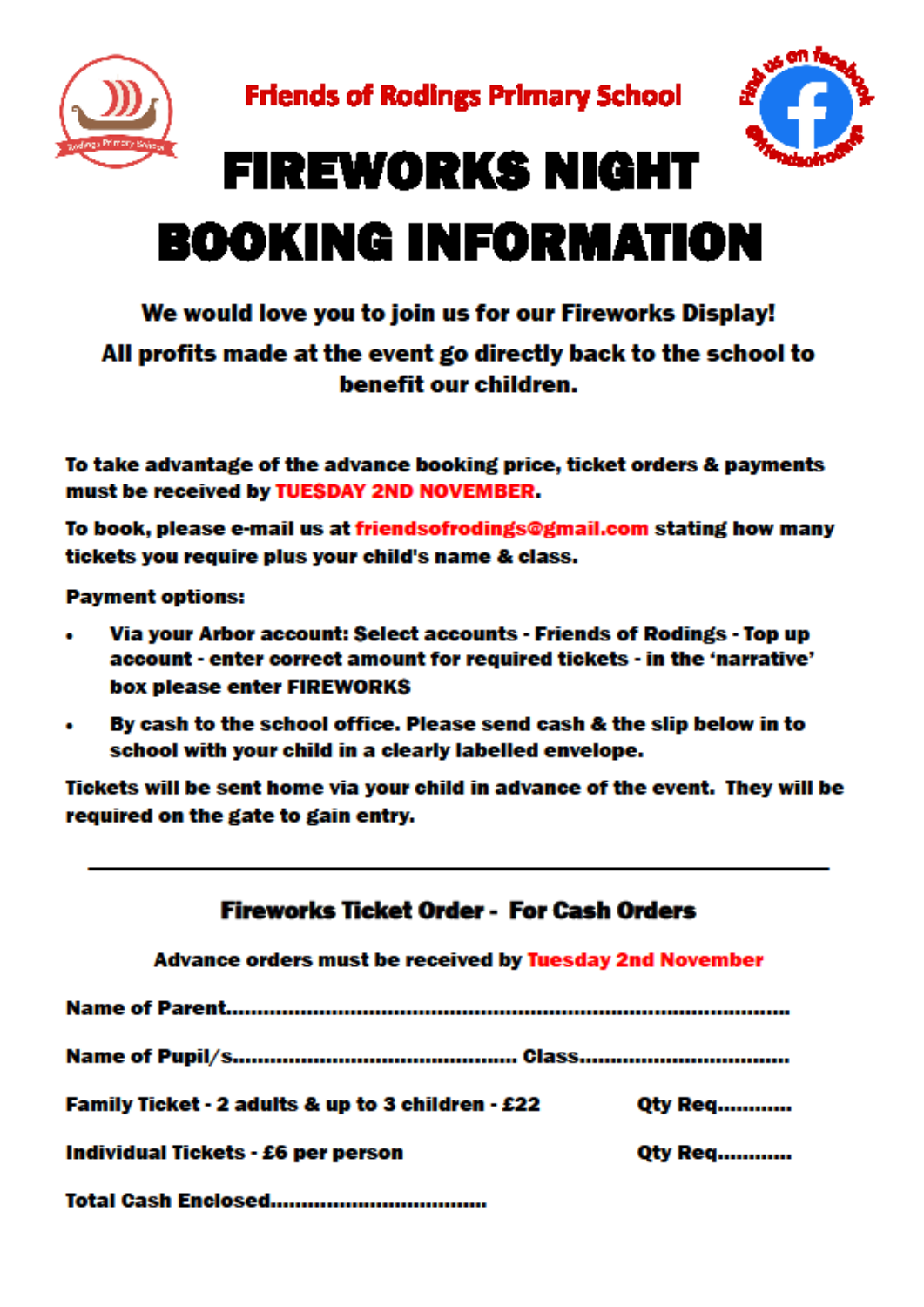Friends of Rodings Primary School

Find us on facebook @friendsofrodings

# FIREWORKS NIGHT BOOKING INFORMATION

**We would love you to join us for our Fireworks Display!**

**All profits made at the event go directly back to the school to benefit our children.**

**To take advantage of the advance booking price, ticket orders & payments must be received by TUESDAY 2ND NOVEMBER.**

**To book, please e-mail us at friendsofrodings@gmail.com stating how many tickets you require plus your child's name & class.**

**Payment options:**

- **Via your Arbor account: Select accounts - Friends of Rodings - Top up account - enter correct amount for required tickets - in the 'narrative' box please enter FIREWORKS**
- **By cash to the school office. Please send cash & the slip below in to school with your child in a clearly labelled envelope.**

**Tickets will be sent home via your child in advance of the event. They will be required on the gate to gain entry.**

---

## Fireworks Ticket Order - For Cash Orders

**Advance orders must be received by Tuesday 2nd November**

**Name of Parent**..........................................................................................

**Name of Pupil/s**............................................ **Class**..................................

**Family Ticket - 2 adults & up to 3 children - £22** **Qty Req**............

**Individual Tickets - £6 per person** **Qty Req**............

**Total Cash Enclosed**..................................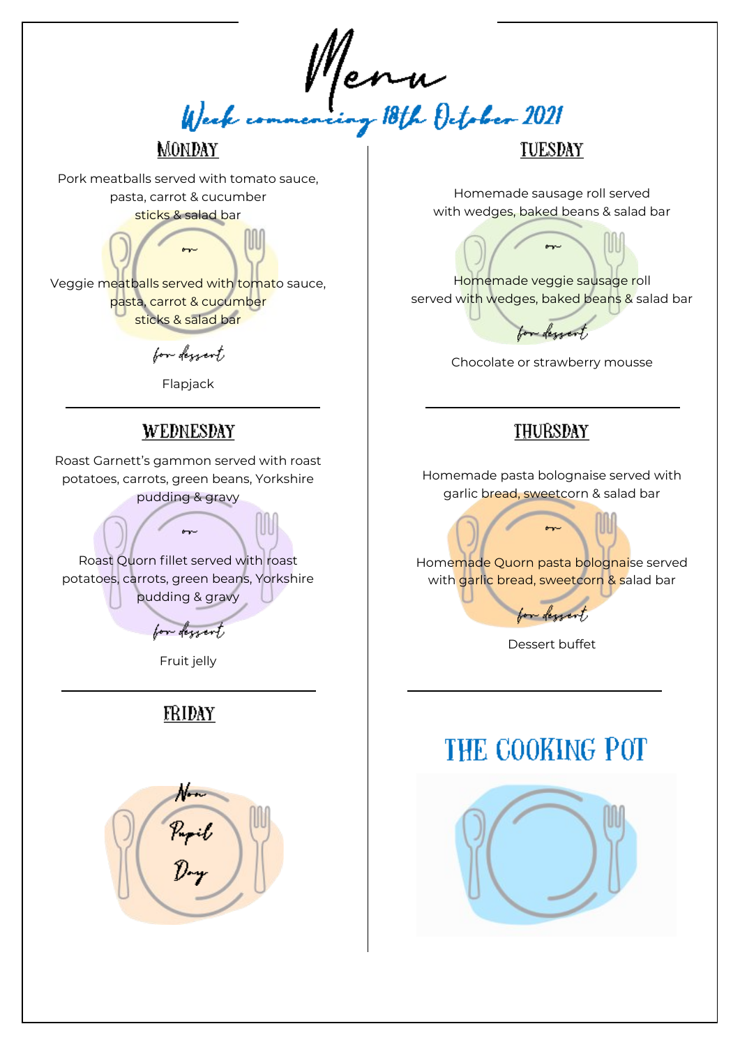# Menu

## Week commencing 18th October 2021

### MONDAY

Pork meatballs served with tomato sauce, pasta, carrot & cucumber sticks & salad bar

*or*

Veggie meatballs served with tomato sauce, pasta, carrot & cucumber sticks & salad bar

*for dessert*

Flapjack

### TUESDAY

Homemade sausage roll served with wedges, baked beans & salad bar

*or*

Homemade veggie sausage roll served with wedges, baked beans & salad bar

*for dessert*

Chocolate or strawberry mousse

### WEDNESDAY

Roast Garnett's gammon served with roast potatoes, carrots, green beans, Yorkshire pudding & gravy

*or*

Roast Quorn fillet served with roast potatoes, carrots, green beans, Yorkshire pudding & gravy

*for dessert*

Fruit jelly

### THURSDAY

Homemade pasta bolognaise served with garlic bread, sweetcorn & salad bar

*or*

Homemade Quorn pasta bolognaise served with garlic bread, sweetcorn & salad bar

*for dessert*

Dessert buffet

### FRIDAY

*Non Pupil Day*

## THE COOKING POT